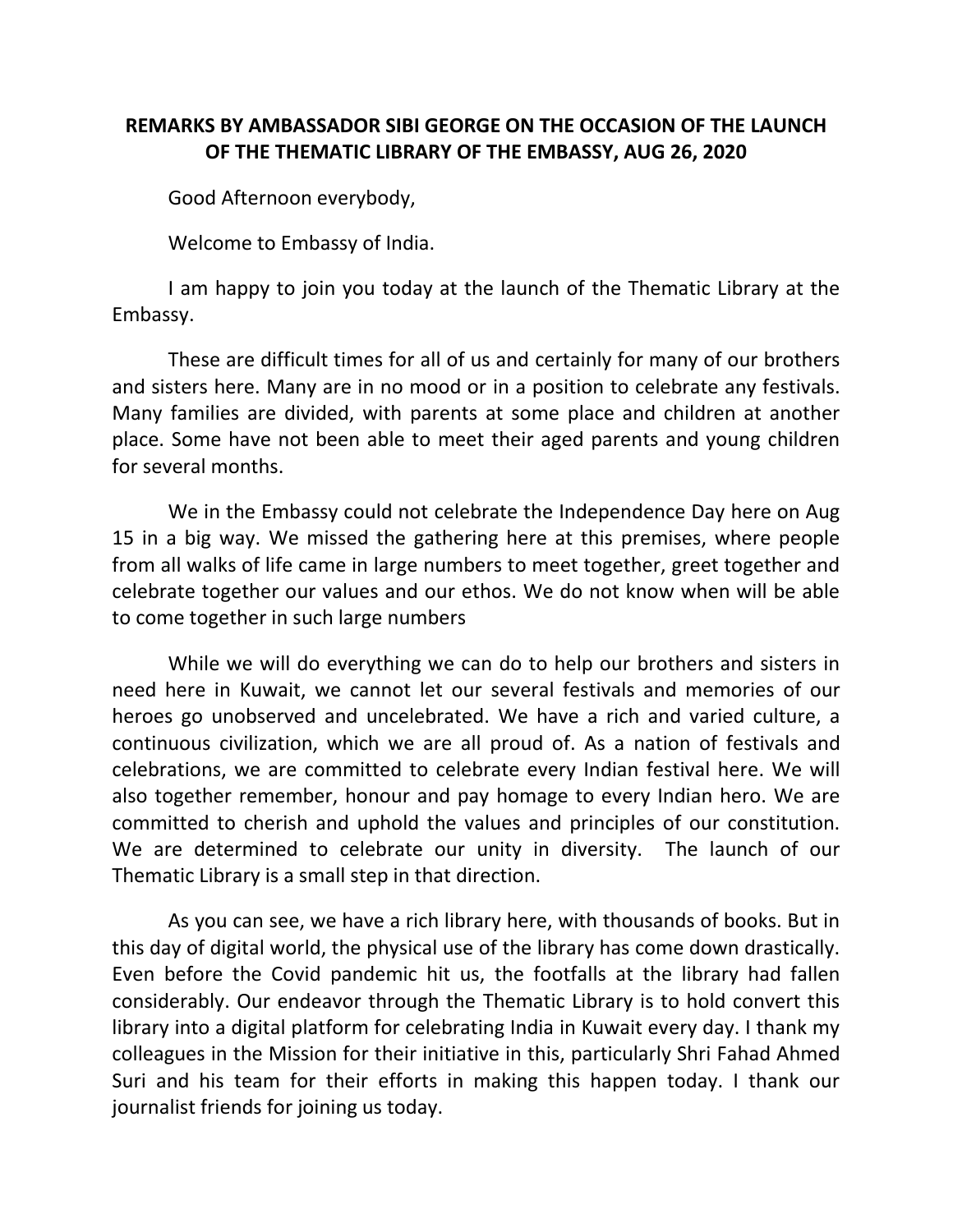**REMARKS BY AMBASSADOR SIBI GEORGE ON THE OCCASION OF THE LAUNCH OF THE THEMATIC LIBRARY OF THE EMBASSY, AUG 26, 2020**

Good Afternoon everybody,

Welcome to Embassy of India.

I am happy to join you today at the launch of the Thematic Library at the Embassy.

These are difficult times for all of us and certainly for many of our brothers and sisters here. Many are in no mood or in a position to celebrate any festivals. Many families are divided, with parents at some place and children at another place. Some have not been able to meet their aged parents and young children for several months.

We in the Embassy could not celebrate the Independence Day here on Aug 15 in a big way. We missed the gathering here at this premises, where people from all walks of life came in large numbers to meet together, greet together and celebrate together our values and our ethos. We do not know when will be able to come together in such large numbers

While we will do everything we can do to help our brothers and sisters in need here in Kuwait, we cannot let our several festivals and memories of our heroes go unobserved and uncelebrated. We have a rich and varied culture, a continuous civilization, which we are all proud of. As a nation of festivals and celebrations, we are committed to celebrate every Indian festival here. We will also together remember, honour and pay homage to every Indian hero. We are committed to cherish and uphold the values and principles of our constitution. We are determined to celebrate our unity in diversity. The launch of our Thematic Library is a small step in that direction.

As you can see, we have a rich library here, with thousands of books. But in this day of digital world, the physical use of the library has come down drastically. Even before the Covid pandemic hit us, the footfalls at the library had fallen considerably. Our endeavor through the Thematic Library is to hold convert this library into a digital platform for celebrating India in Kuwait every day. I thank my colleagues in the Mission for their initiative in this, particularly Shri Fahad Ahmed Suri and his team for their efforts in making this happen today. I thank our journalist friends for joining us today.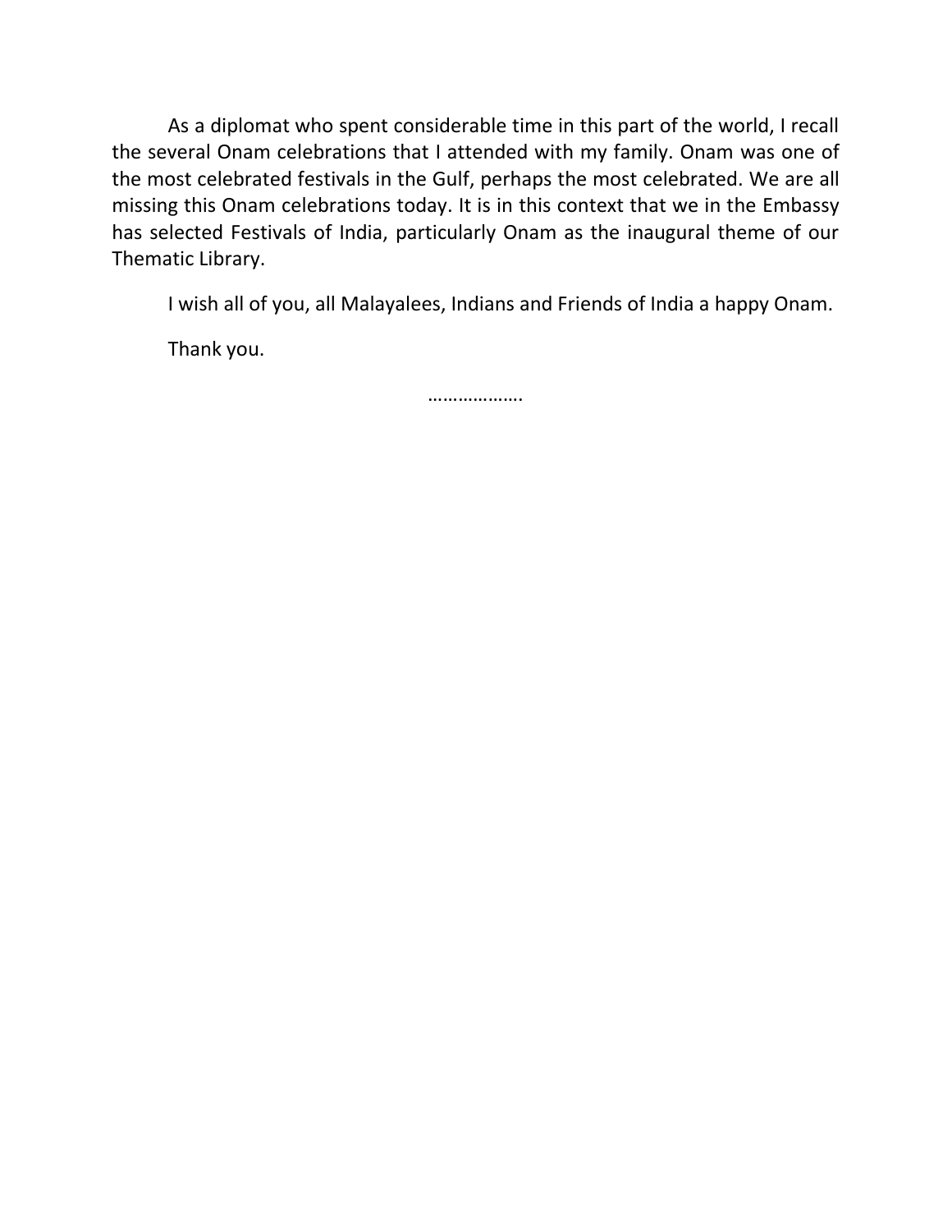As a diplomat who spent considerable time in this part of the world, I recall the several Onam celebrations that I attended with my family. Onam was one of the most celebrated festivals in the Gulf, perhaps the most celebrated. We are all missing this Onam celebrations today. It is in this context that we in the Embassy has selected Festivals of India, particularly Onam as the inaugural theme of our Thematic Library.

I wish all of you, all Malayalees, Indians and Friends of India a happy Onam.

Thank you.

……………….